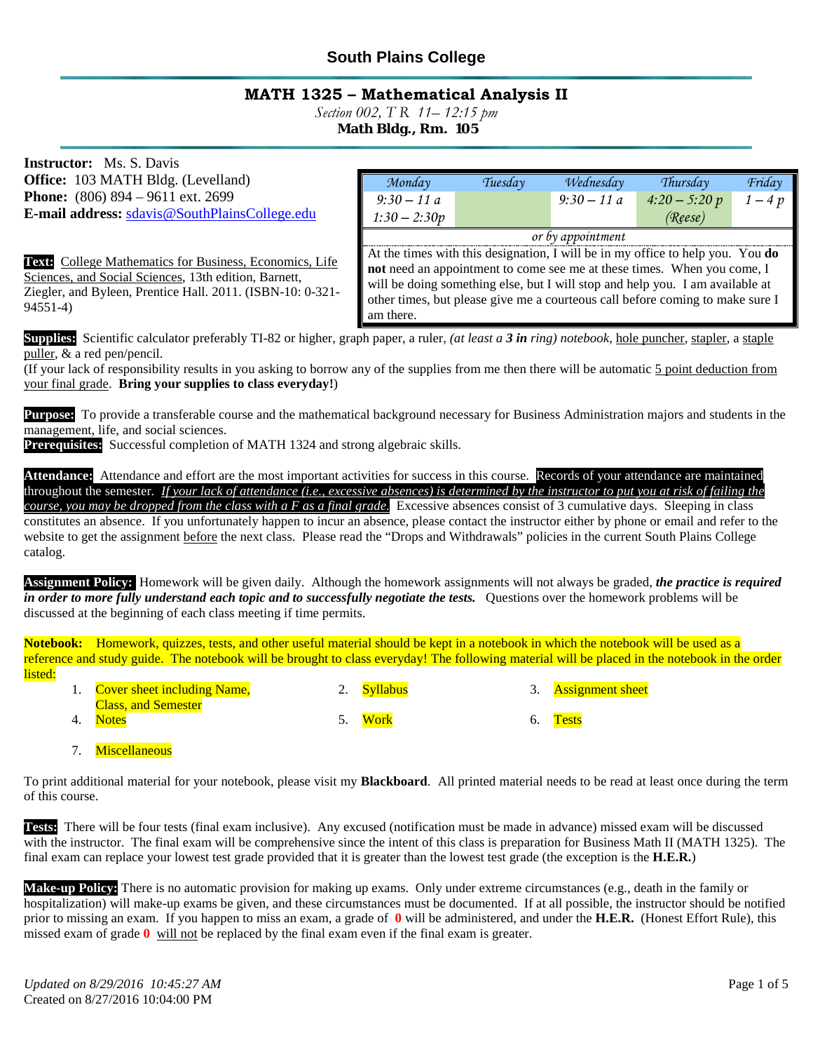# South Plains College

## MATH 1325 – Mathematical Analysis II

*Section 002, T R 11– 12:15 pm*
**Math Bldg., Rm. 105**

**Instructor:** Ms. S. Davis
**Office:** 103 MATH Bldg. (Levelland)
**Phone:** (806) 894 – 9611 ext. 2699
**E-mail address:** sdavis@SouthPlainsCollege.edu

| *Monday* | *Tuesday* | *Wednesday* | *Thursday* | *Friday* |
|---|---|---|---|---|
| *9:30 – 11 a*<br>*1:30 – 2:30p* | | *9:30 – 11 a* | *4:20 – 5:20 p*<br>*(Reese)* | *1 – 4 p* |
| *or by appointment* | | | | |

At the times with this designation, I will be in my office to help you. You **do not** need an appointment to come see me at these times. When you come, I will be doing something else, but I will stop and help you. I am available at other times, but please give me a courteous call before coming to make sure I am there.

**Text:** College Mathematics for Business, Economics, Life Sciences, and Social Sciences, 13th edition, Barnett, Ziegler, and Byleen, Prentice Hall. 2011. (ISBN-10: 0-321-94551-4)

**Supplies:** Scientific calculator preferably TI-82 or higher, graph paper, a ruler, *(at least a **3 in** ring) notebook,* hole puncher, stapler, a staple puller, & a red pen/pencil.
(If your lack of responsibility results in you asking to borrow any of the supplies from me then there will be automatic 5 point deduction from your final grade. **Bring your supplies to class everyday!**)

**Purpose:** To provide a transferable course and the mathematical background necessary for Business Administration majors and students in the management, life, and social sciences.
**Prerequisites:** Successful completion of MATH 1324 and strong algebraic skills.

**Attendance:** Attendance and effort are the most important activities for success in this course. Records of your attendance are maintained throughout the semester. *If your lack of attendance (i.e., excessive absences) is determined by the instructor to put you at risk of failing the course, you may be dropped from the class with a F as a final grade.* Excessive absences consist of 3 cumulative days. Sleeping in class constitutes an absence. If you unfortunately happen to incur an absence, please contact the instructor either by phone or email and refer to the website to get the assignment before the next class. Please read the "Drops and Withdrawals" policies in the current South Plains College catalog.

**Assignment Policy:** Homework will be given daily. Although the homework assignments will not always be graded, ***the practice is required in order to more fully understand each topic and to successfully negotiate the tests.*** Questions over the homework problems will be discussed at the beginning of each class meeting if time permits.

**Notebook:** Homework, quizzes, tests, and other useful material should be kept in a notebook in which the notebook will be used as a reference and study guide. The notebook will be brought to class everyday! The following material will be placed in the notebook in the order listed:

1. Cover sheet including Name, Class, and Semester
2. Syllabus
3. Assignment sheet
4. Notes
5. Work
6. Tests
7. Miscellaneous

To print additional material for your notebook, please visit my **Blackboard**. All printed material needs to be read at least once during the term of this course.

**Tests:** There will be four tests (final exam inclusive). Any excused (notification must be made in advance) missed exam will be discussed with the instructor. The final exam will be comprehensive since the intent of this class is preparation for Business Math II (MATH 1325). The final exam can replace your lowest test grade provided that it is greater than the lowest test grade (the exception is the **H.E.R.**)

**Make-up Policy:** There is no automatic provision for making up exams. Only under extreme circumstances (e.g., death in the family or hospitalization) will make-up exams be given, and these circumstances must be documented. If at all possible, the instructor should be notified prior to missing an exam. If you happen to miss an exam, a grade of **0** will be administered, and under the **H.E.R.** (Honest Effort Rule), this missed exam of grade **0** will not be replaced by the final exam even if the final exam is greater.

*Updated on 8/29/2016 10:45:27 AM*
Created on 8/27/2016 10:04:00 PM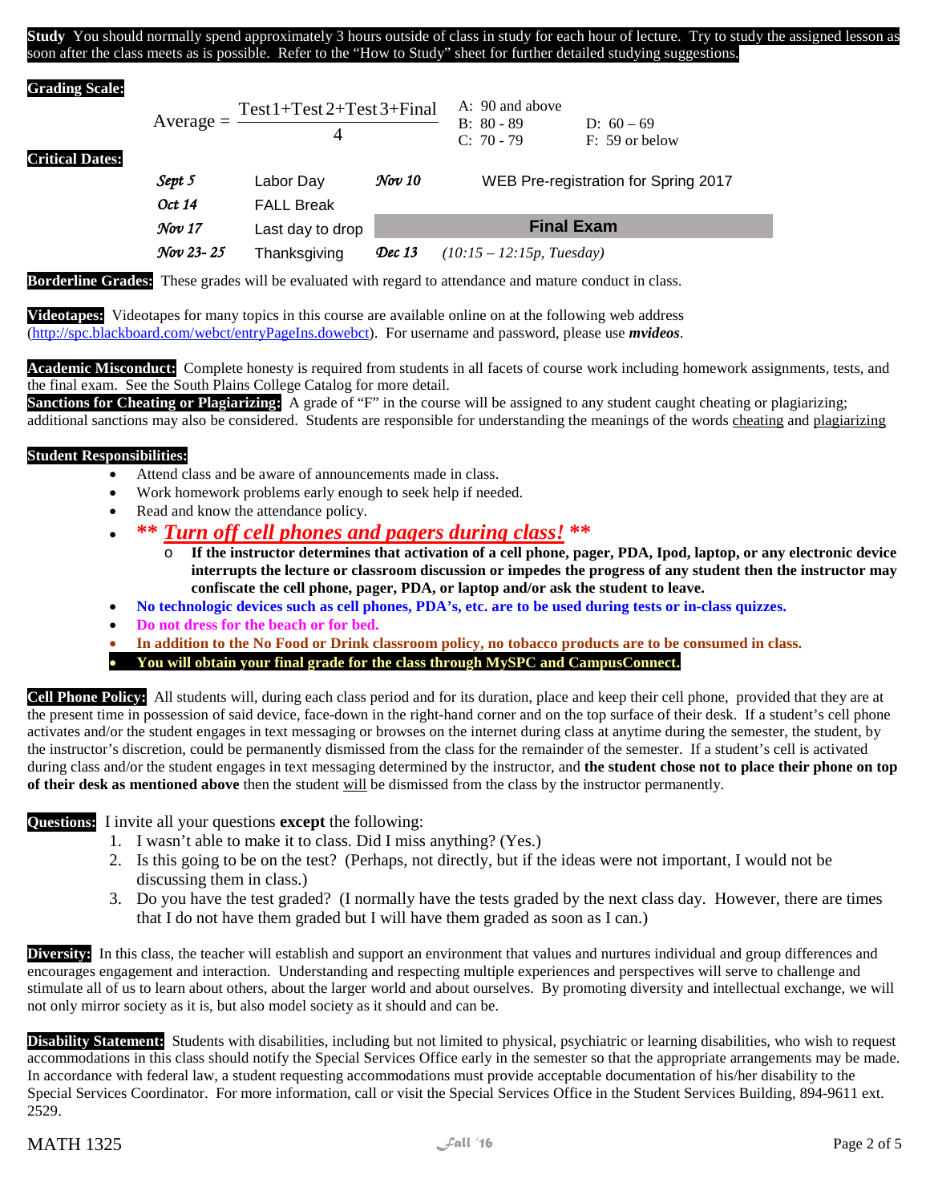**Study** You should normally spend approximately 3 hours outside of class in study for each hour of lecture. Try to study the assigned lesson as soon after the class meets as is possible. Refer to the "How to Study" sheet for further detailed studying suggestions.

**Grading Scale:**

$$\text{Average} = \frac{\text{Test1} + \text{Test2} + \text{Test3} + \text{Final}}{4}$$

A: 90 and above
B: 80 - 89
C: 70 - 79
D: 60 – 69
F: 59 or below

**Critical Dates:**

| | | | |
|---|---|---|---|
| *Sept 5* | Labor Day | *Nov 10* | WEB Pre-registration for Spring 2017 |
| *Oct 14* | FALL Break | | |
| *Nov 17* | Last day to drop | | **Final Exam** |
| *Nov 23- 25* | Thanksgiving | *Dec 13* | *(10:15 – 12:15p, Tuesday)* |

**Borderline Grades:** These grades will be evaluated with regard to attendance and mature conduct in class.

**Videotapes:** Videotapes for many topics in this course are available online on at the following web address (http://spc.blackboard.com/webct/entryPageIns.dowebct). For username and password, please use ***mvideos***.

**Academic Misconduct:** Complete honesty is required from students in all facets of course work including homework assignments, tests, and the final exam. See the South Plains College Catalog for more detail.
**Sanctions for Cheating or Plagiarizing:** A grade of "F" in the course will be assigned to any student caught cheating or plagiarizing; additional sanctions may also be considered. Students are responsible for understanding the meanings of the words cheating and plagiarizing

**Student Responsibilities:**

- Attend class and be aware of announcements made in class.
- Work homework problems early enough to seek help if needed.
- Read and know the attendance policy.
- ***\*\* Turn off cell phones and pagers during class! \*\****
  - **If the instructor determines that activation of a cell phone, pager, PDA, Ipod, laptop, or any electronic device interrupts the lecture or classroom discussion or impedes the progress of any student then the instructor may confiscate the cell phone, pager, PDA, or laptop and/or ask the student to leave.**
- **No technologic devices such as cell phones, PDA's, etc. are to be used during tests or in-class quizzes.**
- **Do not dress for the beach or for bed.**
- **In addition to the No Food or Drink classroom policy, no tobacco products are to be consumed in class.**
- **You will obtain your final grade for the class through MySPC and CampusConnect.**

**Cell Phone Policy:** All students will, during each class period and for its duration, place and keep their cell phone, provided that they are at the present time in possession of said device, face-down in the right-hand corner and on the top surface of their desk. If a student's cell phone activates and/or the student engages in text messaging or browses on the internet during class at anytime during the semester, the student, by the instructor's discretion, could be permanently dismissed from the class for the remainder of the semester. If a student's cell is activated during class and/or the student engages in text messaging determined by the instructor, and **the student chose not to place their phone on top of their desk as mentioned above** then the student will be dismissed from the class by the instructor permanently.

**Questions:** I invite all your questions **except** the following:

1. I wasn't able to make it to class. Did I miss anything? (Yes.)
2. Is this going to be on the test? (Perhaps, not directly, but if the ideas were not important, I would not be discussing them in class.)
3. Do you have the test graded? (I normally have the tests graded by the next class day. However, there are times that I do not have them graded but I will have them graded as soon as I can.)

**Diversity:** In this class, the teacher will establish and support an environment that values and nurtures individual and group differences and encourages engagement and interaction. Understanding and respecting multiple experiences and perspectives will serve to challenge and stimulate all of us to learn about others, about the larger world and about ourselves. By promoting diversity and intellectual exchange, we will not only mirror society as it is, but also model society as it should and can be.

**Disability Statement:** Students with disabilities, including but not limited to physical, psychiatric or learning disabilities, who wish to request accommodations in this class should notify the Special Services Office early in the semester so that the appropriate arrangements may be made. In accordance with federal law, a student requesting accommodations must provide acceptable documentation of his/her disability to the Special Services Coordinator. For more information, call or visit the Special Services Office in the Student Services Building, 894-9611 ext. 2529.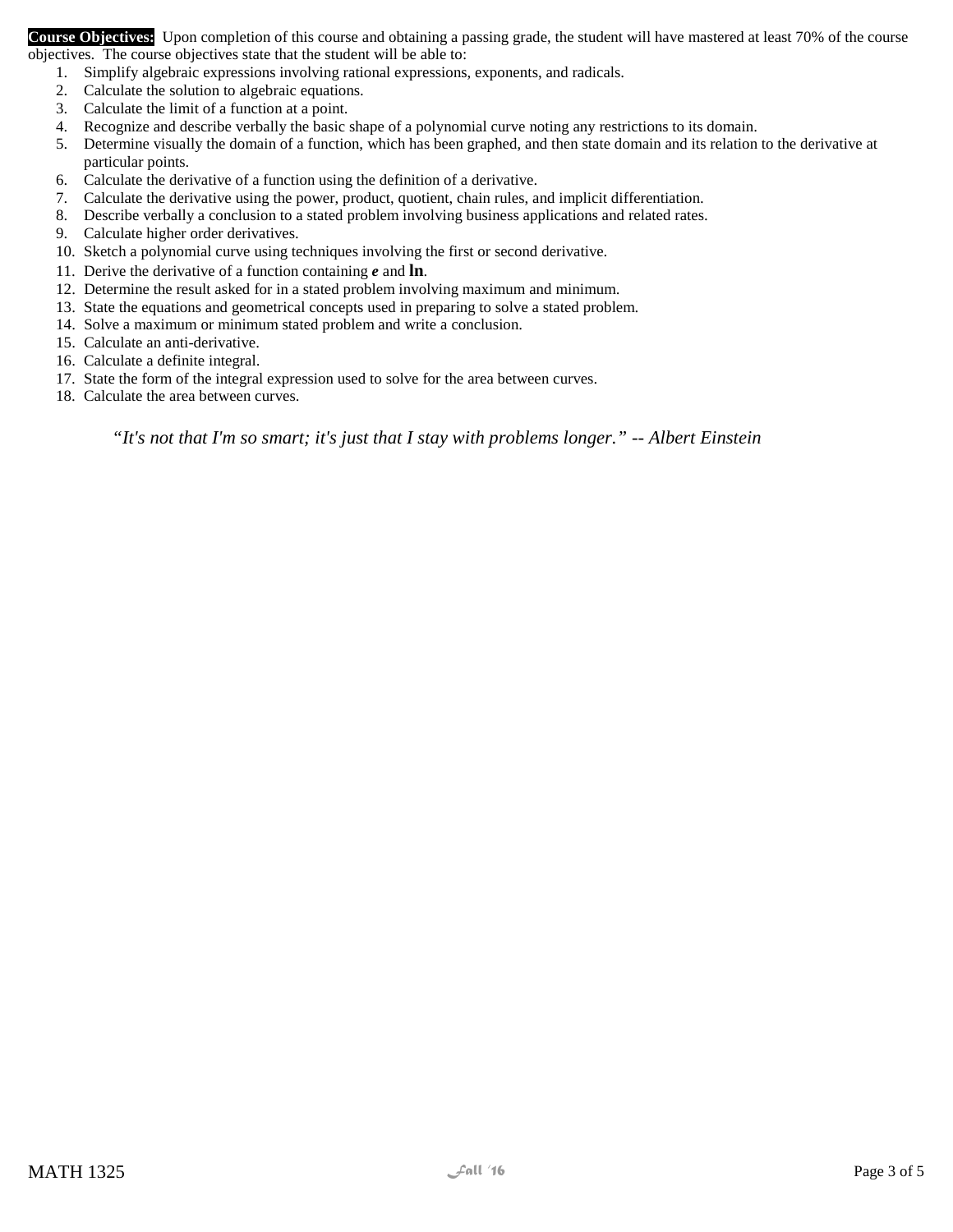**Course Objectives:** Upon completion of this course and obtaining a passing grade, the student will have mastered at least 70% of the course objectives. The course objectives state that the student will be able to:

1. Simplify algebraic expressions involving rational expressions, exponents, and radicals.
2. Calculate the solution to algebraic equations.
3. Calculate the limit of a function at a point.
4. Recognize and describe verbally the basic shape of a polynomial curve noting any restrictions to its domain.
5. Determine visually the domain of a function, which has been graphed, and then state domain and its relation to the derivative at particular points.
6. Calculate the derivative of a function using the definition of a derivative.
7. Calculate the derivative using the power, product, quotient, chain rules, and implicit differentiation.
8. Describe verbally a conclusion to a stated problem involving business applications and related rates.
9. Calculate higher order derivatives.
10. Sketch a polynomial curve using techniques involving the first or second derivative.
11. Derive the derivative of a function containing ***e*** and **ln**.
12. Determine the result asked for in a stated problem involving maximum and minimum.
13. State the equations and geometrical concepts used in preparing to solve a stated problem.
14. Solve a maximum or minimum stated problem and write a conclusion.
15. Calculate an anti-derivative.
16. Calculate a definite integral.
17. State the form of the integral expression used to solve for the area between curves.
18. Calculate the area between curves.

*"It's not that I'm so smart; it's just that I stay with problems longer." -- Albert Einstein*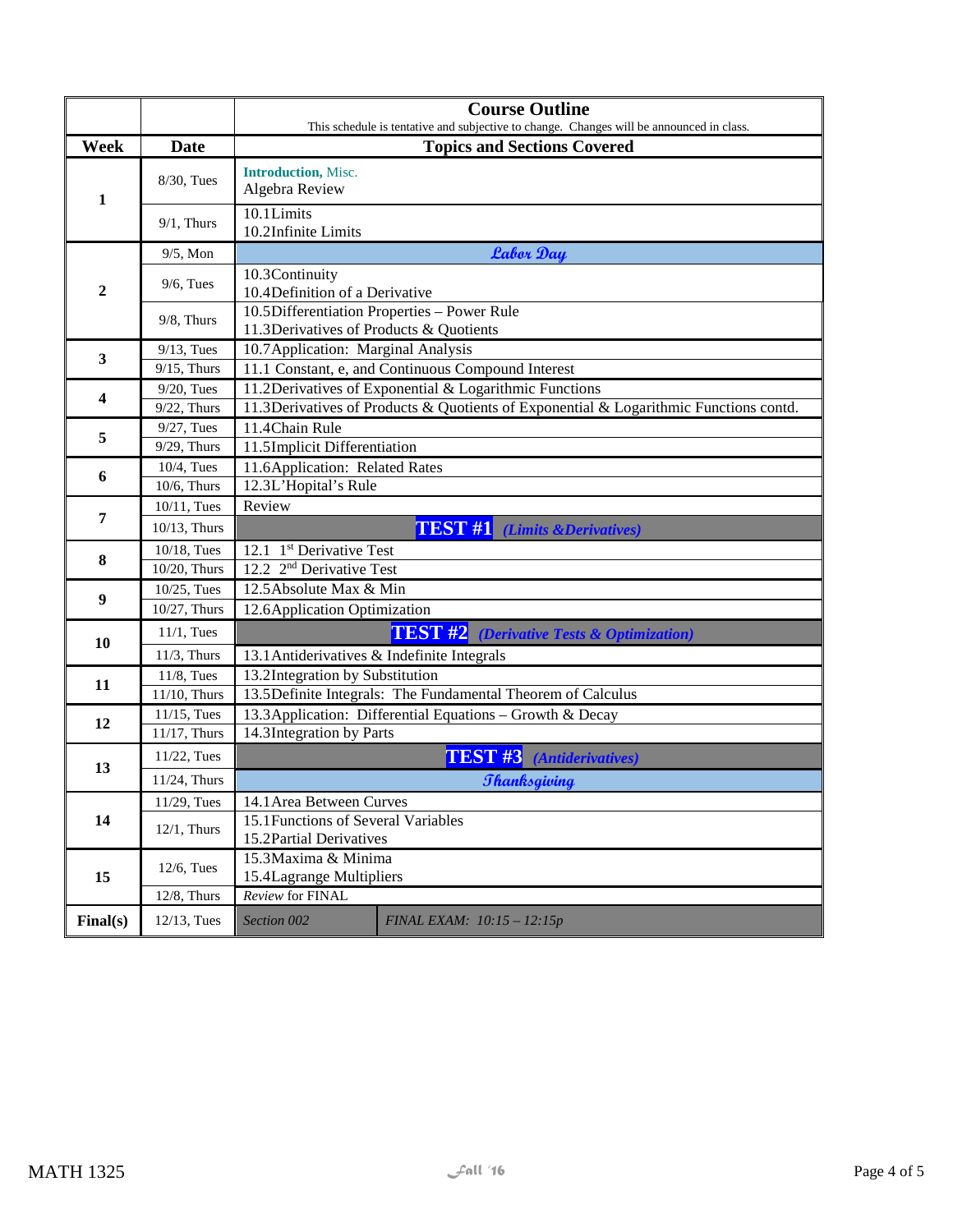## Course Outline

This schedule is tentative and subjective to change. Changes will be announced in class.

| Week | Date | Topics and Sections Covered |
|---|---|---|
| 1 | 8/30, Tues | **Introduction,** Misc.<br>Algebra Review |
| | 9/1, Thurs | 10.1Limits<br>10.2Infinite Limits |
| 2 | 9/5, Mon | *Labor Day* |
| | 9/6, Tues | 10.3Continuity<br>10.4Definition of a Derivative |
| | 9/8, Thurs | 10.5Differentiation Properties – Power Rule<br>11.3Derivatives of Products & Quotients |
| 3 | 9/13, Tues | 10.7Application: Marginal Analysis |
| | 9/15, Thurs | 11.1 Constant, e, and Continuous Compound Interest |
| 4 | 9/20, Tues | 11.2Derivatives of Exponential & Logarithmic Functions |
| | 9/22, Thurs | 11.3Derivatives of Products & Quotients of Exponential & Logarithmic Functions contd. |
| 5 | 9/27, Tues | 11.4Chain Rule |
| | 9/29, Thurs | 11.5Implicit Differentiation |
| 6 | 10/4, Tues | 11.6Application: Related Rates |
| | 10/6, Thurs | 12.3L'Hopital's Rule |
| 7 | 10/11, Tues | Review |
| | 10/13, Thurs | **TEST #1** *(Limits &Derivatives)* |
| 8 | 10/18, Tues | 12.1 1st Derivative Test |
| | 10/20, Thurs | 12.2 2nd Derivative Test |
| 9 | 10/25, Tues | 12.5Absolute Max & Min |
| | 10/27, Thurs | 12.6Application Optimization |
| 10 | 11/1, Tues | **TEST #2** *(Derivative Tests & Optimization)* |
| | 11/3, Thurs | 13.1Antiderivatives & Indefinite Integrals |
| 11 | 11/8, Tues | 13.2Integration by Substitution |
| | 11/10, Thurs | 13.5Definite Integrals: The Fundamental Theorem of Calculus |
| 12 | 11/15, Tues | 13.3Application: Differential Equations – Growth & Decay |
| | 11/17, Thurs | 14.3Integration by Parts |
| 13 | 11/22, Tues | **TEST #3** *(Antiderivatives)* |
| | 11/24, Thurs | *Thanksgiving* |
| 14 | 11/29, Tues | 14.1Area Between Curves |
| | 12/1, Thurs | 15.1Functions of Several Variables<br>15.2Partial Derivatives |
| 15 | 12/6, Tues | 15.3Maxima & Minima<br>15.4Lagrange Multipliers |
| | 12/8, Thurs | *Review* for FINAL |
| **Final(s)** | 12/13, Tues | *Section 002* — *FINAL EXAM: 10:15 – 12:15p* |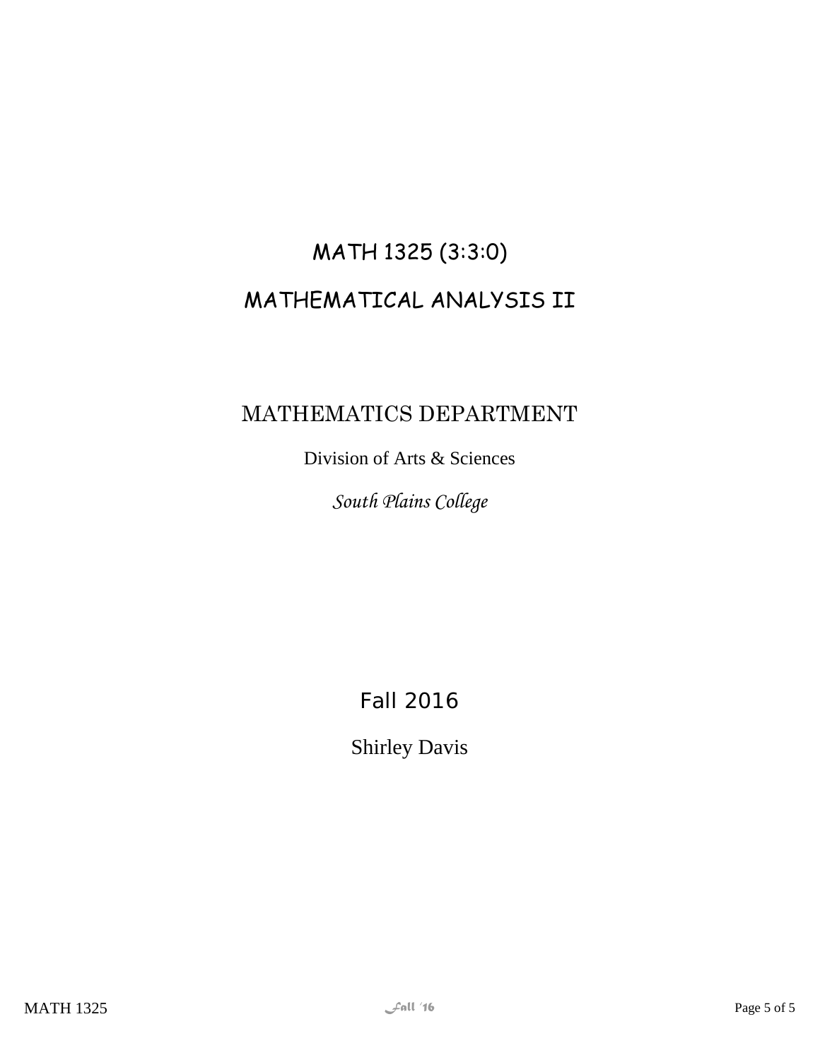# MATH 1325 (3:3:0)

# MATHEMATICAL ANALYSIS II

## MATHEMATICS DEPARTMENT

Division of Arts & Sciences

*South Plains College*

Fall 2016

Shirley Davis